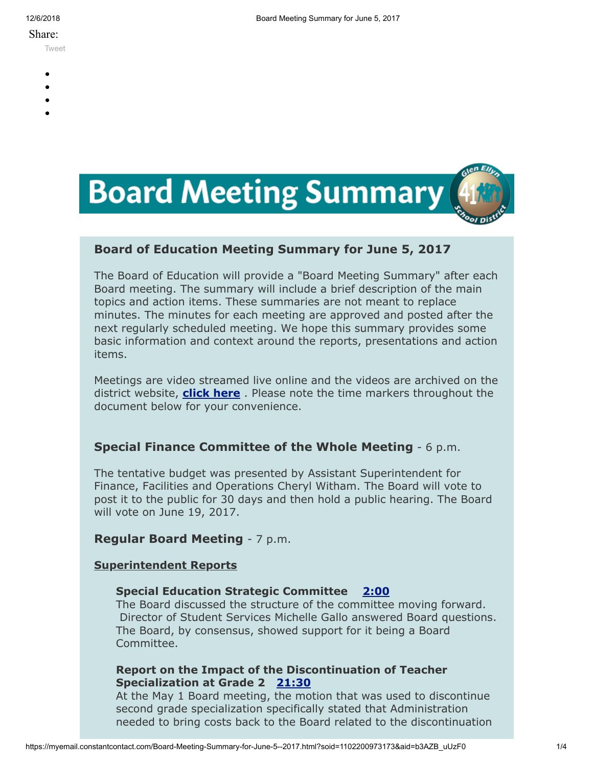Share:

Tweet

# Board Meeting Summary

## Board of Education Meeting Summary for June 5, 2017

The Board of Education will provide a "Board Meeting Summary" after each Board meeting. The summary will include a brief description of the main topics and action items. These summaries are not meant to replace minutes. The minutes for each meeting are approved and posted after the next regularly scheduled meeting. We hope this summary provides some basic information and context around the reports, presentations and action items.

Meetings are video streamed live online and the videos are archived on the district website, **click here** . Please note the time markers throughout the document below for your convenience.

## Special Finance Committee of the Whole Meeting - 6 p.m.

The tentative budget was presented by Assistant Superintendent for Finance, Facilities and Operations Cheryl Witham. The Board will vote to post it to the public for 30 days and then hold a public hearing. The Board will vote on June 19, 2017.

## Regular Board Meeting - 7 p.m.

### Superintendent Reports

**Special Education Strategic Committee** **2:00**
The Board discussed the structure of the committee moving forward. Director of Student Services Michelle Gallo answered Board questions. The Board, by consensus, showed support for it being a Board Committee.

**Report on the Impact of the Discontinuation of Teacher Specialization at Grade 2** **21:30**
At the May 1 Board meeting, the motion that was used to discontinue second grade specialization specifically stated that Administration needed to bring costs back to the Board related to the discontinuation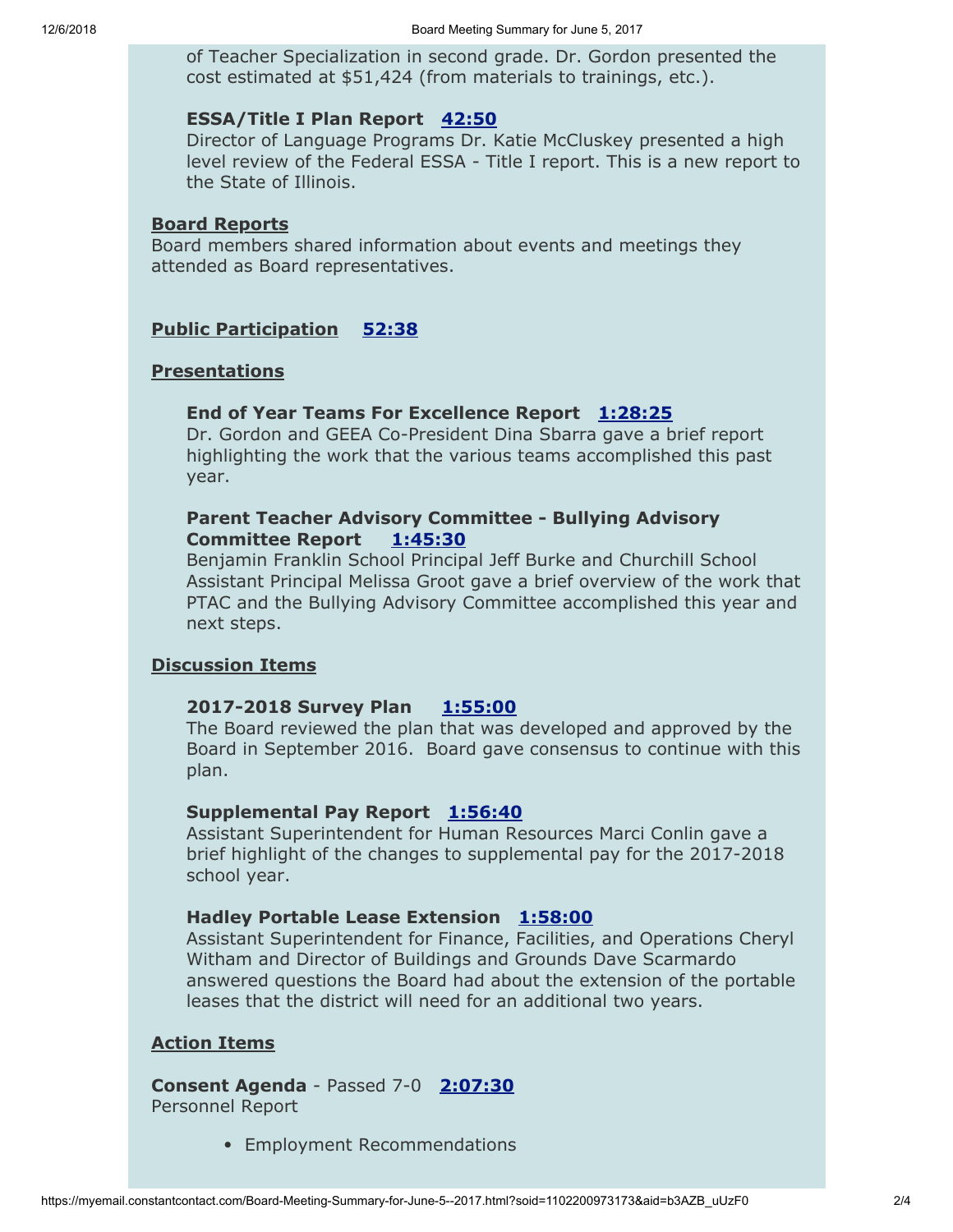of Teacher Specialization in second grade. Dr. Gordon presented the cost estimated at $51,424 (from materials to trainings, etc.).

**ESSA/Title I Plan Report** **42:50**
Director of Language Programs Dr. Katie McCluskey presented a high level review of the Federal ESSA - Title I report. This is a new report to the State of Illinois.

## Board Reports

Board members shared information about events and meetings they attended as Board representatives.

## Public Participation 52:38

## Presentations

**End of Year Teams For Excellence Report** **1:28:25**
Dr. Gordon and GEEA Co-President Dina Sbarra gave a brief report highlighting the work that the various teams accomplished this past year.

**Parent Teacher Advisory Committee - Bullying Advisory Committee Report** **1:45:30**
Benjamin Franklin School Principal Jeff Burke and Churchill School Assistant Principal Melissa Groot gave a brief overview of the work that PTAC and the Bullying Advisory Committee accomplished this year and next steps.

## Discussion Items

**2017-2018 Survey Plan** **1:55:00**
The Board reviewed the plan that was developed and approved by the Board in September 2016. Board gave consensus to continue with this plan.

**Supplemental Pay Report** **1:56:40**
Assistant Superintendent for Human Resources Marci Conlin gave a brief highlight of the changes to supplemental pay for the 2017-2018 school year.

**Hadley Portable Lease Extension** **1:58:00**
Assistant Superintendent for Finance, Facilities, and Operations Cheryl Witham and Director of Buildings and Grounds Dave Scarmardo answered questions the Board had about the extension of the portable leases that the district will need for an additional two years.

## Action Items

**Consent Agenda** - Passed 7-0 **2:07:30**
Personnel Report

- Employment Recommendations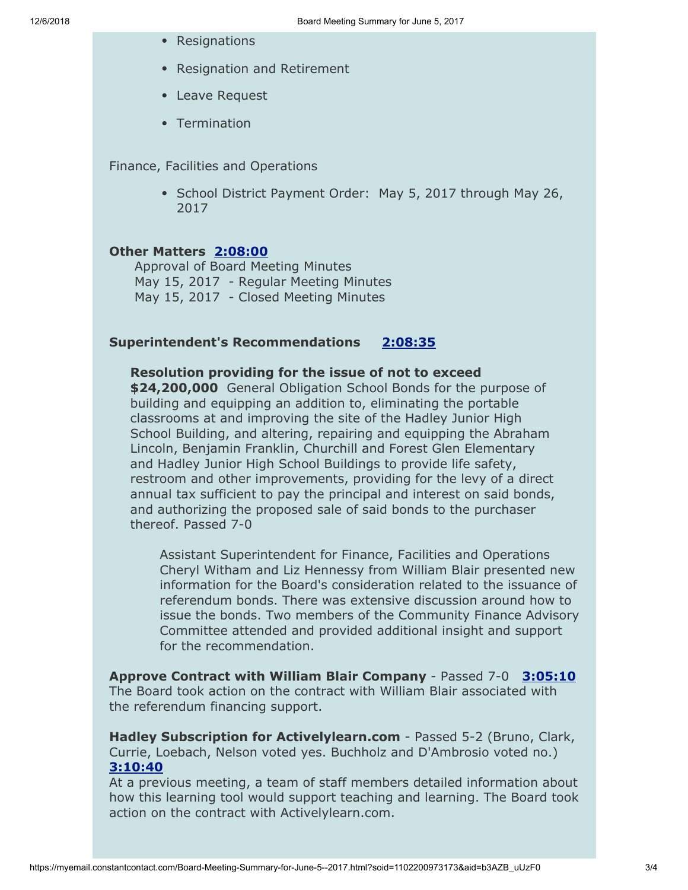- Resignations
- Resignation and Retirement
- Leave Request
- Termination

Finance, Facilities and Operations

- School District Payment Order:  May 5, 2017 through May 26, 2017

**Other Matters** **2:08:00**

Approval of Board Meeting Minutes
May 15, 2017 - Regular Meeting Minutes
May 15, 2017 - Closed Meeting Minutes

**Superintendent's Recommendations** **2:08:35**

**Resolution providing for the issue of not to exceed $24,200,000** General Obligation School Bonds for the purpose of building and equipping an addition to, eliminating the portable classrooms at and improving the site of the Hadley Junior High School Building, and altering, repairing and equipping the Abraham Lincoln, Benjamin Franklin, Churchill and Forest Glen Elementary and Hadley Junior High School Buildings to provide life safety, restroom and other improvements, providing for the levy of a direct annual tax sufficient to pay the principal and interest on said bonds, and authorizing the proposed sale of said bonds to the purchaser thereof. Passed 7-0

Assistant Superintendent for Finance, Facilities and Operations Cheryl Witham and Liz Hennessy from William Blair presented new information for the Board's consideration related to the issuance of referendum bonds. There was extensive discussion around how to issue the bonds. Two members of the Community Finance Advisory Committee attended and provided additional insight and support for the recommendation.

**Approve Contract with William Blair Company** - Passed 7-0 **3:05:10**
The Board took action on the contract with William Blair associated with the referendum financing support.

**Hadley Subscription for Activelylearn.com** - Passed 5-2 (Bruno, Clark, Currie, Loebach, Nelson voted yes. Buchholz and D'Ambrosio voted no.) **3:10:40**
At a previous meeting, a team of staff members detailed information about how this learning tool would support teaching and learning. The Board took action on the contract with Activelylearn.com.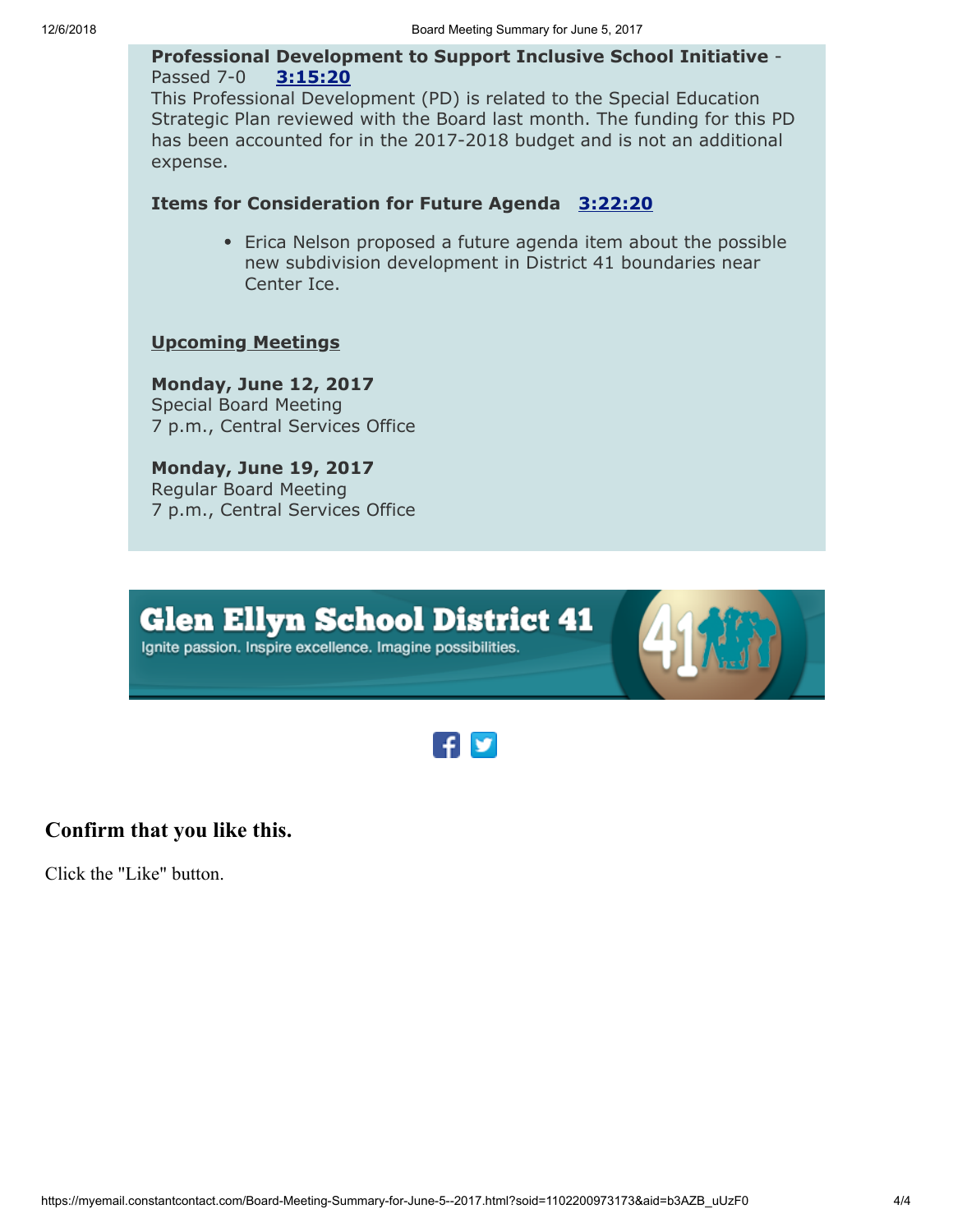**Professional Development to Support Inclusive School Initiative** - Passed 7-0 **3:15:20**
This Professional Development (PD) is related to the Special Education Strategic Plan reviewed with the Board last month. The funding for this PD has been accounted for in the 2017-2018 budget and is not an additional expense.

**Items for Consideration for Future Agenda** **3:22:20**

- Erica Nelson proposed a future agenda item about the possible new subdivision development in District 41 boundaries near Center Ice.

**Upcoming Meetings**

**Monday, June 12, 2017**
Special Board Meeting
7 p.m., Central Services Office

**Monday, June 19, 2017**
Regular Board Meeting
7 p.m., Central Services Office

Glen Ellyn School District 41
Ignite passion. Inspire excellence. Imagine possibilities.

## Confirm that you like this.

Click the "Like" button.